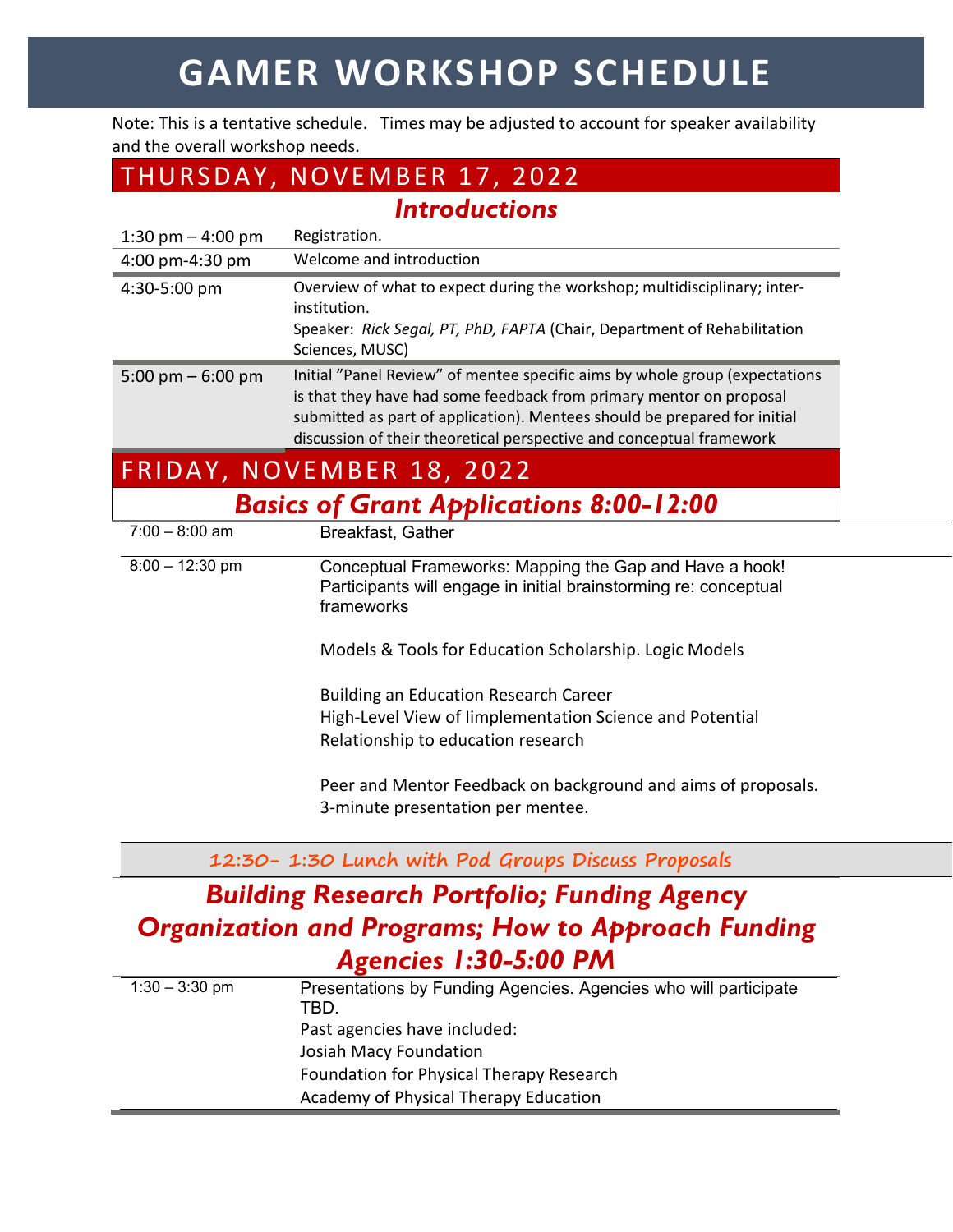# GAMER WORKSHOP SCHEDULE

Note: This is a tentative schedule. Times may be adjusted to account for speaker availability and the overall workshop needs.

## THURSDAY, NOVEMBER 17, 2022

### *Introductions*

| | |
|---|---|
| 1:30 pm – 4:00 pm | Registration. |
| 4:00 pm-4:30 pm | Welcome and introduction |
| 4:30-5:00 pm | Overview of what to expect during the workshop; multidisciplinary; inter-institution.<br>Speaker: *Rick Segal, PT, PhD, FAPTA* (Chair, Department of Rehabilitation Sciences, MUSC) |
| 5:00 pm – 6:00 pm | Initial "Panel Review" of mentee specific aims by whole group (expectations is that they have had some feedback from primary mentor on proposal submitted as part of application). Mentees should be prepared for initial discussion of their theoretical perspective and conceptual framework |

## FRIDAY, NOVEMBER 18, 2022

### *Basics of Grant Applications 8:00-12:00*

| | |
|---|---|
| 7:00 – 8:00 am | Breakfast, Gather |
| 8:00 – 12:30 pm | Conceptual Frameworks: Mapping the Gap and Have a hook! Participants will engage in initial brainstorming re: conceptual frameworks<br><br>Models & Tools for Education Scholarship. Logic Models<br><br>Building an Education Research Career<br>High-Level View of Iimplementation Science and Potential Relationship to education research<br><br>Peer and Mentor Feedback on background and aims of proposals. 3-minute presentation per mentee. |

12:30- 1:30 Lunch with Pod Groups Discuss Proposals

### *Building Research Portfolio; Funding Agency Organization and Programs; How to Approach Funding Agencies 1:30-5:00 PM*

| | |
|---|---|
| 1:30 – 3:30 pm | Presentations by Funding Agencies. Agencies who will participate TBD.<br>Past agencies have included:<br>Josiah Macy Foundation<br>Foundation for Physical Therapy Research<br>Academy of Physical Therapy Education |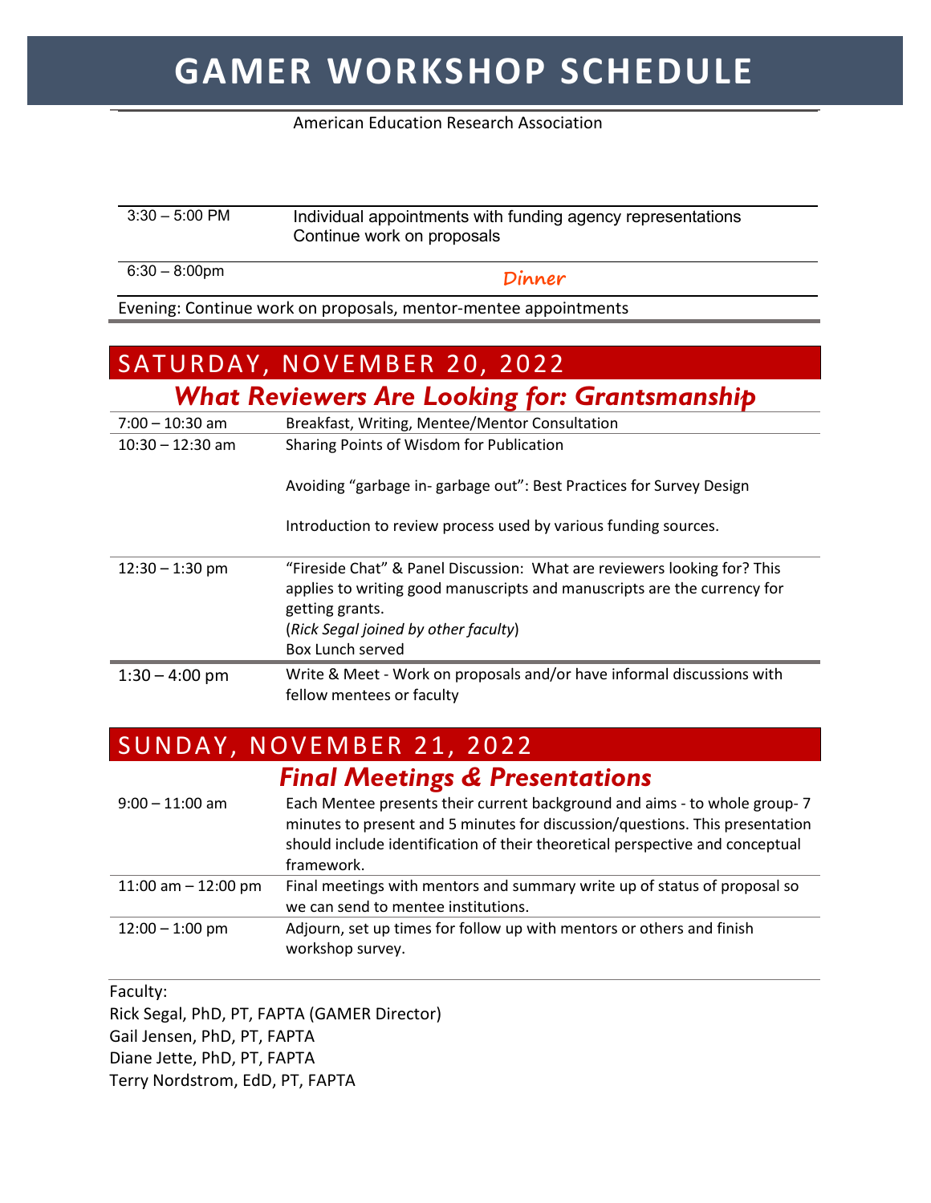# GAMER WORKSHOP SCHEDULE

American Education Research Association

| | |
|---|---|
| 3:30 – 5:00 PM | Individual appointments with funding agency representations<br>Continue work on proposals |
| 6:30 – 8:00pm | **Dinner** |

Evening: Continue work on proposals, mentor-mentee appointments

## SATURDAY, NOVEMBER 20, 2022

### *What Reviewers Are Looking for: Grantsmanship*

| | |
|---|---|
| 7:00 – 10:30 am | Breakfast, Writing, Mentee/Mentor Consultation |
| 10:30 – 12:30 am | Sharing Points of Wisdom for Publication<br><br>Avoiding "garbage in- garbage out": Best Practices for Survey Design<br><br>Introduction to review process used by various funding sources. |
| 12:30 – 1:30 pm | "Fireside Chat" & Panel Discussion: What are reviewers looking for? This applies to writing good manuscripts and manuscripts are the currency for getting grants.<br>(*Rick Segal joined by other faculty*)<br>Box Lunch served |
| 1:30 – 4:00 pm | Write & Meet - Work on proposals and/or have informal discussions with fellow mentees or faculty |

## SUNDAY, NOVEMBER 21, 2022

### *Final Meetings & Presentations*

| | |
|---|---|
| 9:00 – 11:00 am | Each Mentee presents their current background and aims - to whole group- 7 minutes to present and 5 minutes for discussion/questions. This presentation should include identification of their theoretical perspective and conceptual framework. |
| 11:00 am – 12:00 pm | Final meetings with mentors and summary write up of status of proposal so we can send to mentee institutions. |
| 12:00 – 1:00 pm | Adjourn, set up times for follow up with mentors or others and finish workshop survey. |

Faculty:
Rick Segal, PhD, PT, FAPTA (GAMER Director)
Gail Jensen, PhD, PT, FAPTA
Diane Jette, PhD, PT, FAPTA
Terry Nordstrom, EdD, PT, FAPTA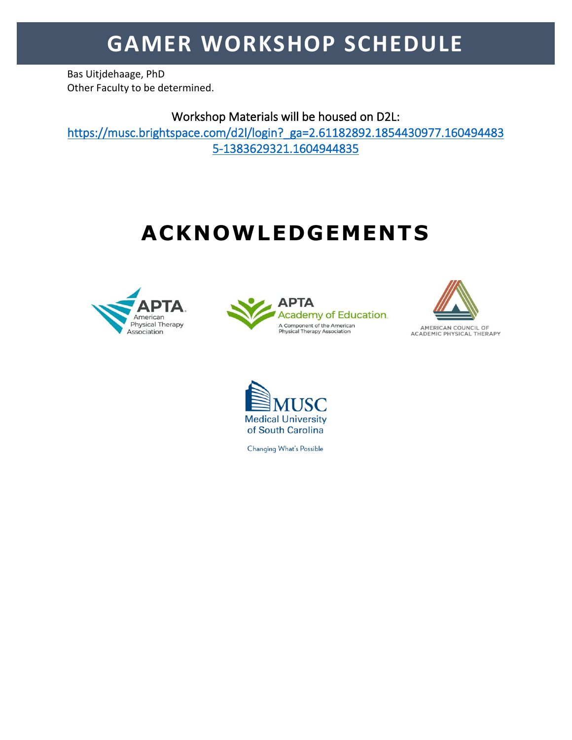# GAMER WORKSHOP SCHEDULE

Bas Uitjdehaage, PhD
Other Faculty to be determined.

Workshop Materials will be housed on D2L:
https://musc.brightspace.com/d2l/login?_ga=2.61182892.1854430977.1604944835-1383629321.1604944835

# ACKNOWLEDGEMENTS

APTA American Physical Therapy Association

APTA Academy of Education. A Component of the American Physical Therapy Association

AMERICAN COUNCIL OF ACADEMIC PHYSICAL THERAPY

MUSC Medical University of South Carolina

Changing What's Possible